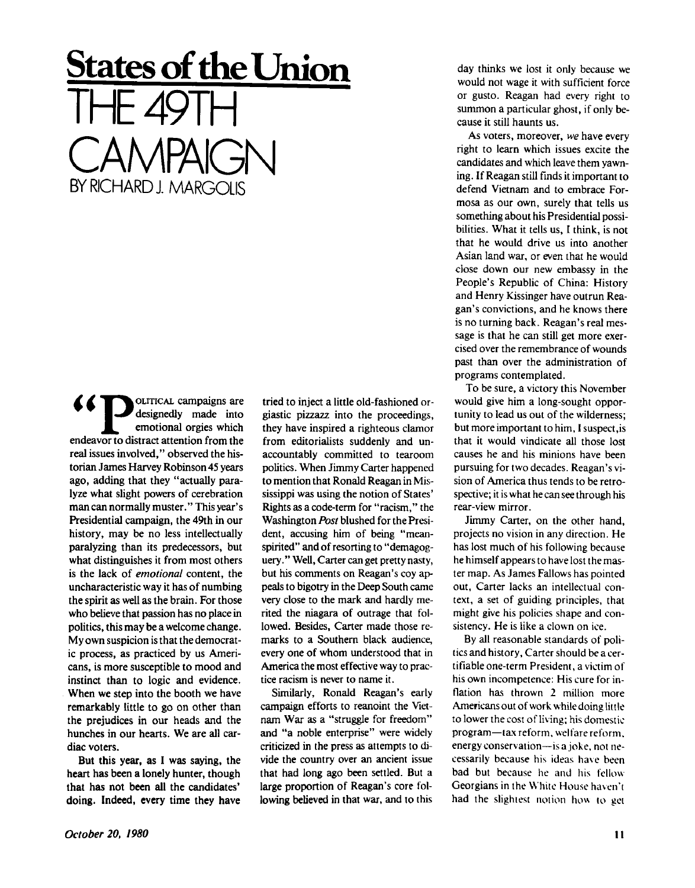# States of the Union

# THE 49TH CAMPAIGN

BY RICHARD J. MARGOLIS

"POLITICAL campaigns are designedly made into emotional orgies which endeavor to distract attention from the real issues involved," observed the historian James Harvey Robinson 45 years ago, adding that they "actually paralyze what slight powers of cerebration man can normally muster." This year's Presidential campaign, the 49th in our history, may be no less intellectually paralyzing than its predecessors, but what distinguishes it from most others is the lack of *emotional* content, the uncharacteristic way it has of numbing the spirit as well as the brain. For those who believe that passion has no place in politics, this may be a welcome change. My own suspicion is that the democratic process, as practiced by us Americans, is more susceptible to mood and instinct than to logic and evidence. When we step into the booth we have remarkably little to go on other than the prejudices in our heads and the hunches in our hearts. We are all cardiac voters.

But this year, as I was saying, the heart has been a lonely hunter, though that has not been all the candidates' doing. Indeed, every time they have tried to inject a little old-fashioned orgiastic pizzazz into the proceedings, they have inspired a righteous clamor from editorialists suddenly and unaccountably committed to tearoom politics. When Jimmy Carter happened to mention that Ronald Reagan in Mississippi was using the notion of States' Rights as a code-term for "racism," the Washington *Post* blushed for the President, accusing him of being "mean-spirited" and of resorting to "demagoguery." Well, Carter can get pretty nasty, but his comments on Reagan's coy appeals to bigotry in the Deep South came very close to the mark and hardly merited the niagara of outrage that followed. Besides, Carter made those remarks to a Southern black audience, every one of whom understood that in America the most effective way to practice racism is never to name it.

Similarly, Ronald Reagan's early campaign efforts to reanoint the Vietnam War as a "struggle for freedom" and "a noble enterprise" were widely criticized in the press as attempts to divide the country over an ancient issue that had long ago been settled. But a large proportion of Reagan's core following believed in that war, and to this day thinks we lost it only because we would not wage it with sufficient force or gusto. Reagan had every right to summon a particular ghost, if only because it still haunts us.

As voters, moreover, *we* have every right to learn which issues excite the candidates and which leave them yawning. If Reagan still finds it important to defend Vietnam and to embrace Formosa as our own, surely that tells us something about his Presidential possibilities. What it tells us, I think, is not that he would drive us into another Asian land war, or even that he would close down our new embassy in the People's Republic of China: History and Henry Kissinger have outrun Reagan's convictions, and he knows there is no turning back. Reagan's real message is that he can still get more exercised over the remembrance of wounds past than over the administration of programs contemplated.

To be sure, a victory this November would give him a long-sought opportunity to lead us out of the wilderness; but more important to him, I suspect, is that it would vindicate all those lost causes he and his minions have been pursuing for two decades. Reagan's vision of America thus tends to be retrospective; it is what he can see through his rear-view mirror.

Jimmy Carter, on the other hand, projects no vision in any direction. He has lost much of his following because he himself appears to have lost the master map. As James Fallows has pointed out, Carter lacks an intellectual context, a set of guiding principles, that might give his policies shape and consistency. He is like a clown on ice.

By all reasonable standards of politics and history, Carter should be a certifiable one-term President, a victim of his own incompetence: His cure for inflation has thrown 2 million more Americans out of work while doing little to lower the cost of living; his domestic program—tax reform, welfare reform, energy conservation—is a joke, not necessarily because his ideas have been bad but because he and his fellow Georgians in the White House haven't had the slightest notion how to get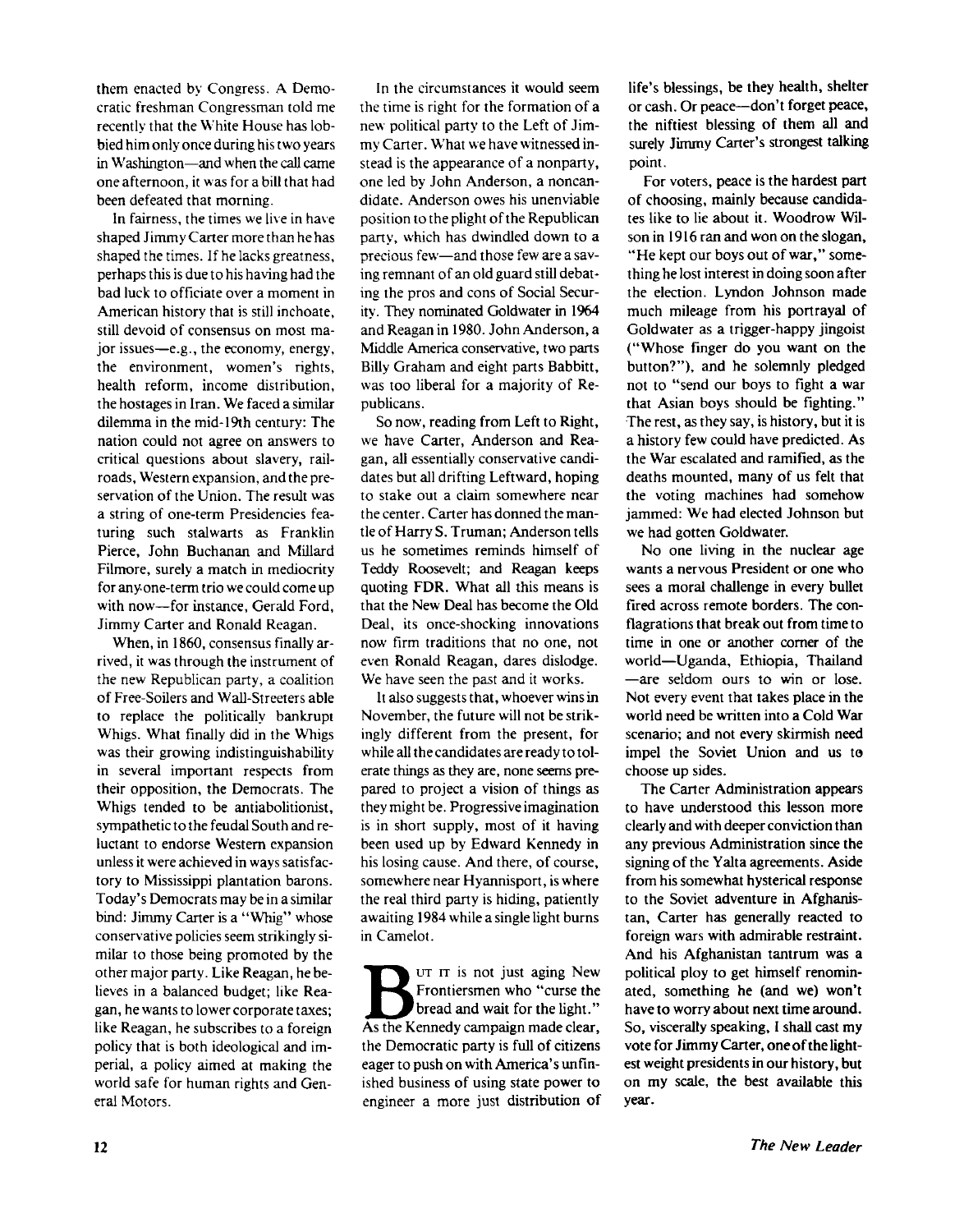them enacted by Congress. A Democratic freshman Congressman told me recently that the White House has lobbied him only once during his two years in Washington—and when the call came one afternoon, it was for a bill that had been defeated that morning.

In fairness, the times we live in have shaped Jimmy Carter more than he has shaped the times. If he lacks greatness, perhaps this is due to his having had the bad luck to officiate over a moment in American history that is still inchoate, still devoid of consensus on most major issues—e.g., the economy, energy, the environment, women's rights, health reform, income distribution, the hostages in Iran. We faced a similar dilemma in the mid-19th century: The nation could not agree on answers to critical questions about slavery, railroads, Western expansion, and the preservation of the Union. The result was a string of one-term Presidencies featuring such stalwarts as Franklin Pierce, John Buchanan and Millard Filmore, surely a match in mediocrity for any one-term trio we could come up with now—for instance, Gerald Ford, Jimmy Carter and Ronald Reagan.

When, in 1860, consensus finally arrived, it was through the instrument of the new Republican party, a coalition of Free-Soilers and Wall-Streeters able to replace the politically bankrupt Whigs. What finally did in the Whigs was their growing indistinguishability in several important respects from their opposition, the Democrats. The Whigs tended to be antiabolitionist, sympathetic to the feudal South and reluctant to endorse Western expansion unless it were achieved in ways satisfactory to Mississippi plantation barons. Today's Democrats may be in a similar bind: Jimmy Carter is a "Whig" whose conservative policies seem strikingly similar to those being promoted by the other major party. Like Reagan, he believes in a balanced budget; like Reagan, he wants to lower corporate taxes; like Reagan, he subscribes to a foreign policy that is both ideological and imperial, a policy aimed at making the world safe for human rights and General Motors.

In the circumstances it would seem the time is right for the formation of a new political party to the Left of Jimmy Carter. What we have witnessed instead is the appearance of a nonparty, one led by John Anderson, a noncandidate. Anderson owes his unenviable position to the plight of the Republican party, which has dwindled down to a precious few—and those few are a saving remnant of an old guard still debating the pros and cons of Social Security. They nominated Goldwater in 1964 and Reagan in 1980. John Anderson, a Middle America conservative, two parts Billy Graham and eight parts Babbitt, was too liberal for a majority of Republicans.

So now, reading from Left to Right, we have Carter, Anderson and Reagan, all essentially conservative candidates but all drifting Leftward, hoping to stake out a claim somewhere near the center. Carter has donned the mantle of Harry S. Truman; Anderson tells us he sometimes reminds himself of Teddy Roosevelt; and Reagan keeps quoting FDR. What all this means is that the New Deal has become the Old Deal, its once-shocking innovations now firm traditions that no one, not even Ronald Reagan, dares dislodge. We have seen the past and it works.

It also suggests that, whoever wins in November, the future will not be strikingly different from the present, for while all the candidates are ready to tolerate things as they are, none seems prepared to project a vision of things as they might be. Progressive imagination is in short supply, most of it having been used up by Edward Kennedy in his losing cause. And there, of course, somewhere near Hyannisport, is where the real third party is hiding, patiently awaiting 1984 while a single light burns in Camelot.

But it is not just aging New Frontiersmen who "curse the bread and wait for the light." As the Kennedy campaign made clear, the Democratic party is full of citizens eager to push on with America's unfinished business of using state power to engineer a more just distribution of life's blessings, be they health, shelter or cash. Or peace—don't forget peace, the niftiest blessing of them all and surely Jimmy Carter's strongest talking point.

For voters, peace is the hardest part of choosing, mainly because candidates like to lie about it. Woodrow Wilson in 1916 ran and won on the slogan, "He kept our boys out of war," something he lost interest in doing soon after the election. Lyndon Johnson made much mileage from his portrayal of Goldwater as a trigger-happy jingoist ("Whose finger do you want on the button?"), and he solemnly pledged not to "send our boys to fight a war that Asian boys should be fighting." The rest, as they say, is history, but it is a history few could have predicted. As the War escalated and ramified, as the deaths mounted, many of us felt that the voting machines had somehow jammed: We had elected Johnson but we had gotten Goldwater.

No one living in the nuclear age wants a nervous President or one who sees a moral challenge in every bullet fired across remote borders. The conflagrations that break out from time to time in one or another corner of the world—Uganda, Ethiopia, Thailand—are seldom ours to win or lose. Not every event that takes place in the world need be written into a Cold War scenario; and not every skirmish need impel the Soviet Union and us to choose up sides.

The Carter Administration appears to have understood this lesson more clearly and with deeper conviction than any previous Administration since the signing of the Yalta agreements. Aside from his somewhat hysterical response to the Soviet adventure in Afghanistan, Carter has generally reacted to foreign wars with admirable restraint. And his Afghanistan tantrum was a political ploy to get himself renominated, something he (and we) won't have to worry about next time around. So, viscerally speaking, I shall cast my vote for Jimmy Carter, one of the lightest weight presidents in our history, but on my scale, the best available this year.